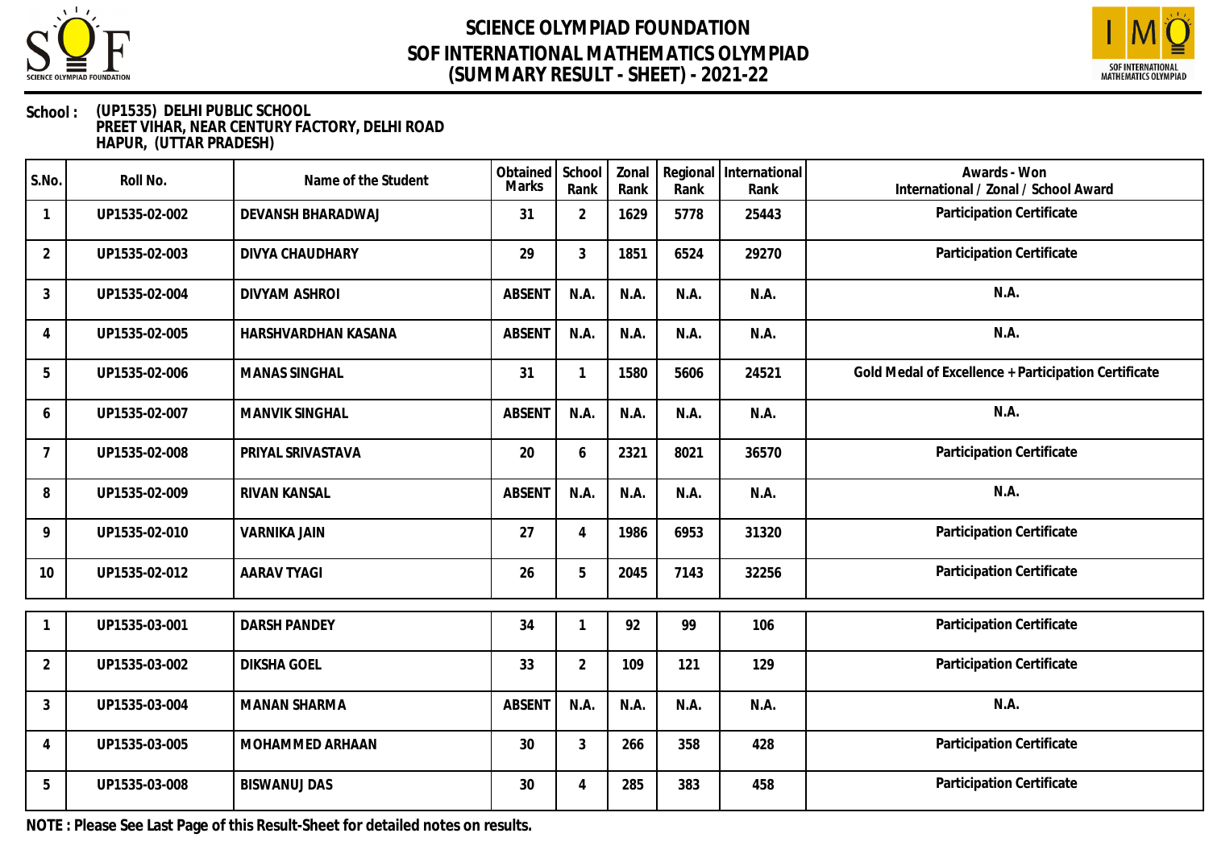# SCIENCE OLYMPIAD FOUNDATION
## SOF INTERNATIONAL MATHEMATICS OLYMPIAD
## (SUMMARY RESULT - SHEET) - 2021-22

**School :** (UP1535) DELHI PUBLIC SCHOOL
PREET VIHAR, NEAR CENTURY FACTORY, DELHI ROAD
HAPUR, (UTTAR PRADESH)

| S.No. | Roll No. | Name of the Student | Obtained Marks | School Rank | Zonal Rank | Regional Rank | International Rank | Awards - Won International / Zonal / School Award |
|---|---|---|---|---|---|---|---|---|
| 1 | UP1535-02-002 | DEVANSH BHARADWAJ | 31 | 2 | 1629 | 5778 | 25443 | Participation Certificate |
| 2 | UP1535-02-003 | DIVYA CHAUDHARY | 29 | 3 | 1851 | 6524 | 29270 | Participation Certificate |
| 3 | UP1535-02-004 | DIVYAM ASHROI | ABSENT | N.A. | N.A. | N.A. | N.A. | N.A. |
| 4 | UP1535-02-005 | HARSHVARDHAN KASANA | ABSENT | N.A. | N.A. | N.A. | N.A. | N.A. |
| 5 | UP1535-02-006 | MANAS SINGHAL | 31 | 1 | 1580 | 5606 | 24521 | Gold Medal of Excellence + Participation Certificate |
| 6 | UP1535-02-007 | MANVIK SINGHAL | ABSENT | N.A. | N.A. | N.A. | N.A. | N.A. |
| 7 | UP1535-02-008 | PRIYAL SRIVASTAVA | 20 | 6 | 2321 | 8021 | 36570 | Participation Certificate |
| 8 | UP1535-02-009 | RIVAN KANSAL | ABSENT | N.A. | N.A. | N.A. | N.A. | N.A. |
| 9 | UP1535-02-010 | VARNIKA JAIN | 27 | 4 | 1986 | 6953 | 31320 | Participation Certificate |
| 10 | UP1535-02-012 | AARAV TYAGI | 26 | 5 | 2045 | 7143 | 32256 | Participation Certificate |

| S.No. | Roll No. | Name of the Student | Obtained Marks | School Rank | Zonal Rank | Regional Rank | International Rank | Awards - Won International / Zonal / School Award |
|---|---|---|---|---|---|---|---|---|
| 1 | UP1535-03-001 | DARSH PANDEY | 34 | 1 | 92 | 99 | 106 | Participation Certificate |
| 2 | UP1535-03-002 | DIKSHA GOEL | 33 | 2 | 109 | 121 | 129 | Participation Certificate |
| 3 | UP1535-03-004 | MANAN SHARMA | ABSENT | N.A. | N.A. | N.A. | N.A. | N.A. |
| 4 | UP1535-03-005 | MOHAMMED ARHAAN | 30 | 3 | 266 | 358 | 428 | Participation Certificate |
| 5 | UP1535-03-008 | BISWANUJ DAS | 30 | 4 | 285 | 383 | 458 | Participation Certificate |

**NOTE : Please See Last Page of this Result-Sheet for detailed notes on results.**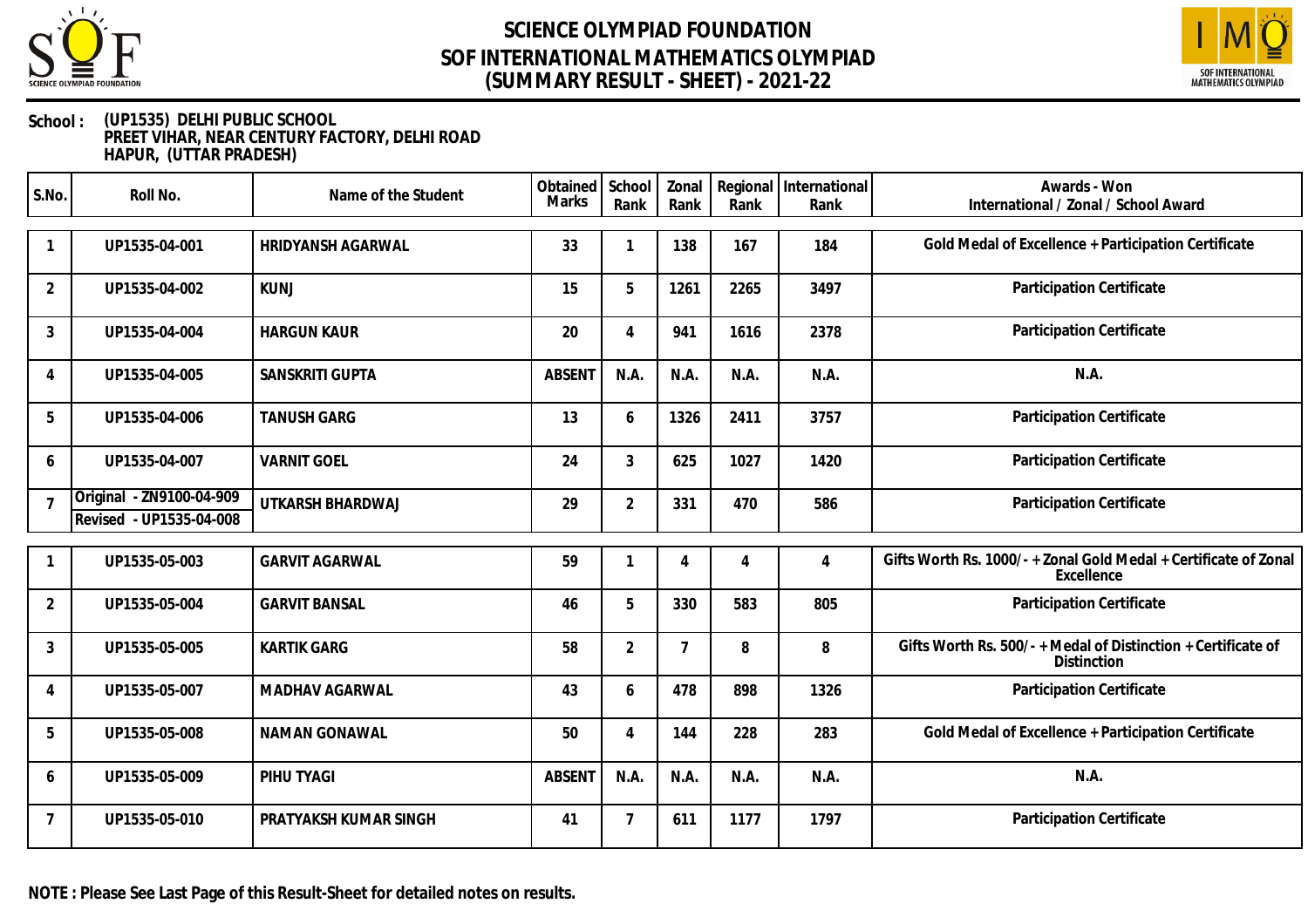# SCIENCE OLYMPIAD FOUNDATION
## SOF INTERNATIONAL MATHEMATICS OLYMPIAD
## (SUMMARY RESULT - SHEET) - 2021-22

**School :** (UP1535) DELHI PUBLIC SCHOOL
PREET VIHAR, NEAR CENTURY FACTORY, DELHI ROAD
HAPUR, (UTTAR PRADESH)

| S.No. | Roll No. | Name of the Student | Obtained Marks | School Rank | Zonal Rank | Regional Rank | International Rank | Awards - Won International / Zonal / School Award |
|---|---|---|---|---|---|---|---|---|
| 1 | UP1535-04-001 | HRIDYANSH AGARWAL | 33 | 1 | 138 | 167 | 184 | Gold Medal of Excellence + Participation Certificate |
| 2 | UP1535-04-002 | KUNJ | 15 | 5 | 1261 | 2265 | 3497 | Participation Certificate |
| 3 | UP1535-04-004 | HARGUN KAUR | 20 | 4 | 941 | 1616 | 2378 | Participation Certificate |
| 4 | UP1535-04-005 | SANSKRITI GUPTA | ABSENT | N.A. | N.A. | N.A. | N.A. | N.A. |
| 5 | UP1535-04-006 | TANUSH GARG | 13 | 6 | 1326 | 2411 | 3757 | Participation Certificate |
| 6 | UP1535-04-007 | VARNIT GOEL | 24 | 3 | 625 | 1027 | 1420 | Participation Certificate |
| 7 | Original - ZN9100-04-909 Revised - UP1535-04-008 | UTKARSH BHARDWAJ | 29 | 2 | 331 | 470 | 586 | Participation Certificate |
| 1 | UP1535-05-003 | GARVIT AGARWAL | 59 | 1 | 4 | 4 | 4 | Gifts Worth Rs. 1000/- + Zonal Gold Medal + Certificate of Zonal Excellence |
| 2 | UP1535-05-004 | GARVIT BANSAL | 46 | 5 | 330 | 583 | 805 | Participation Certificate |
| 3 | UP1535-05-005 | KARTIK GARG | 58 | 2 | 7 | 8 | 8 | Gifts Worth Rs. 500/- + Medal of Distinction + Certificate of Distinction |
| 4 | UP1535-05-007 | MADHAV AGARWAL | 43 | 6 | 478 | 898 | 1326 | Participation Certificate |
| 5 | UP1535-05-008 | NAMAN GONAWAL | 50 | 4 | 144 | 228 | 283 | Gold Medal of Excellence + Participation Certificate |
| 6 | UP1535-05-009 | PIHU TYAGI | ABSENT | N.A. | N.A. | N.A. | N.A. | N.A. |
| 7 | UP1535-05-010 | PRATYAKSH KUMAR SINGH | 41 | 7 | 611 | 1177 | 1797 | Participation Certificate |

**NOTE : Please See Last Page of this Result-Sheet for detailed notes on results.**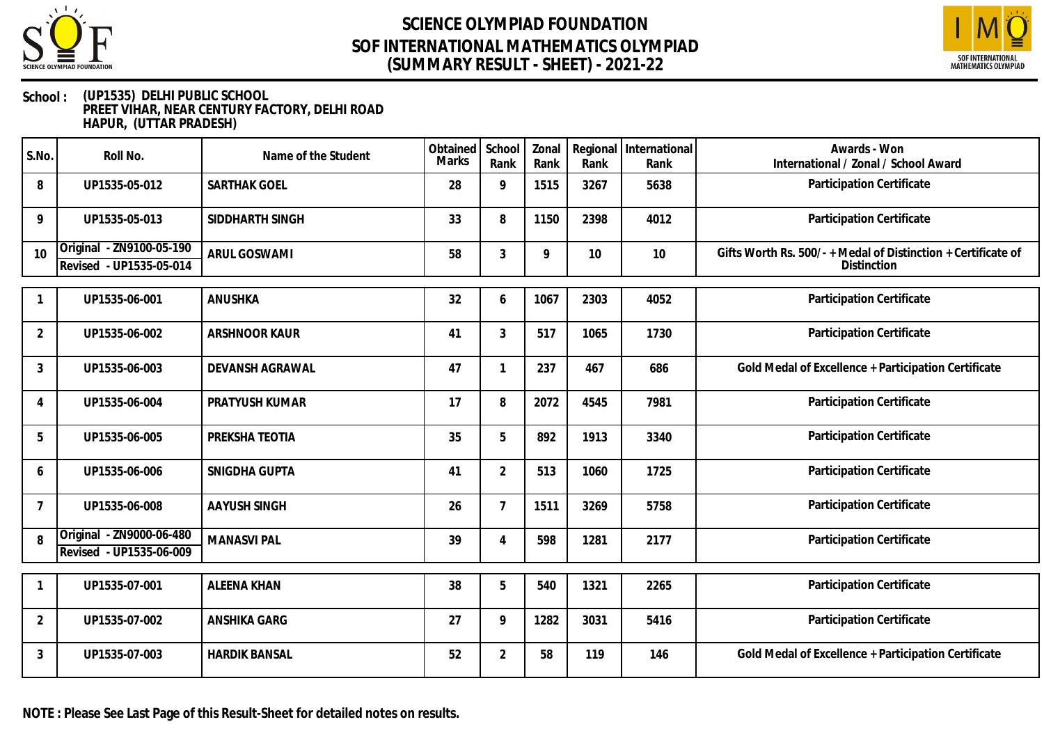# SCIENCE OLYMPIAD FOUNDATION
# SOF INTERNATIONAL MATHEMATICS OLYMPIAD
## (SUMMARY RESULT - SHEET) - 2021-22

**School :** (UP1535) DELHI PUBLIC SCHOOL
PREET VIHAR, NEAR CENTURY FACTORY, DELHI ROAD
HAPUR, (UTTAR PRADESH)

| S.No. | Roll No. | Name of the Student | Obtained Marks | School Rank | Zonal Rank | Regional Rank | International Rank | Awards - Won International / Zonal / School Award |
|---|---|---|---|---|---|---|---|---|
| 8 | UP1535-05-012 | SARTHAK GOEL | 28 | 9 | 1515 | 3267 | 5638 | Participation Certificate |
| 9 | UP1535-05-013 | SIDDHARTH SINGH | 33 | 8 | 1150 | 2398 | 4012 | Participation Certificate |
| 10 | Original - ZN9100-05-190<br>Revised - UP1535-05-014 | ARUL GOSWAMI | 58 | 3 | 9 | 10 | 10 | Gifts Worth Rs. 500/- + Medal of Distinction + Certificate of Distinction |
| 1 | UP1535-06-001 | ANUSHKA | 32 | 6 | 1067 | 2303 | 4052 | Participation Certificate |
| 2 | UP1535-06-002 | ARSHNOOR KAUR | 41 | 3 | 517 | 1065 | 1730 | Participation Certificate |
| 3 | UP1535-06-003 | DEVANSH AGRAWAL | 47 | 1 | 237 | 467 | 686 | Gold Medal of Excellence + Participation Certificate |
| 4 | UP1535-06-004 | PRATYUSH KUMAR | 17 | 8 | 2072 | 4545 | 7981 | Participation Certificate |
| 5 | UP1535-06-005 | PREKSHA TEOTIA | 35 | 5 | 892 | 1913 | 3340 | Participation Certificate |
| 6 | UP1535-06-006 | SNIGDHA GUPTA | 41 | 2 | 513 | 1060 | 1725 | Participation Certificate |
| 7 | UP1535-06-008 | AAYUSH SINGH | 26 | 7 | 1511 | 3269 | 5758 | Participation Certificate |
| 8 | Original - ZN9000-06-480<br>Revised - UP1535-06-009 | MANASVI PAL | 39 | 4 | 598 | 1281 | 2177 | Participation Certificate |
| 1 | UP1535-07-001 | ALEENA KHAN | 38 | 5 | 540 | 1321 | 2265 | Participation Certificate |
| 2 | UP1535-07-002 | ANSHIKA GARG | 27 | 9 | 1282 | 3031 | 5416 | Participation Certificate |
| 3 | UP1535-07-003 | HARDIK BANSAL | 52 | 2 | 58 | 119 | 146 | Gold Medal of Excellence + Participation Certificate |

**NOTE : Please See Last Page of this Result-Sheet for detailed notes on results.**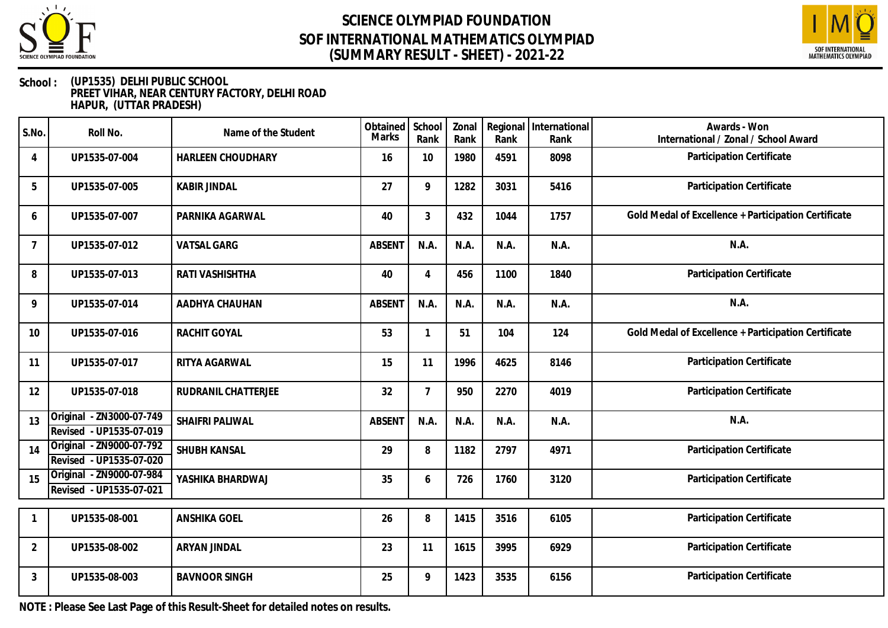# SCIENCE OLYMPIAD FOUNDATION
# SOF INTERNATIONAL MATHEMATICS OLYMPIAD
# (SUMMARY RESULT - SHEET) - 2021-22

**School :** (UP1535) DELHI PUBLIC SCHOOL
PREET VIHAR, NEAR CENTURY FACTORY, DELHI ROAD
HAPUR, (UTTAR PRADESH)

| S.No. | Roll No. | Name of the Student | Obtained Marks | School Rank | Zonal Rank | Regional Rank | International Rank | Awards - Won International / Zonal / School Award |
|---|---|---|---|---|---|---|---|---|
| 4 | UP1535-07-004 | HARLEEN CHOUDHARY | 16 | 10 | 1980 | 4591 | 8098 | Participation Certificate |
| 5 | UP1535-07-005 | KABIR JINDAL | 27 | 9 | 1282 | 3031 | 5416 | Participation Certificate |
| 6 | UP1535-07-007 | PARNIKA AGARWAL | 40 | 3 | 432 | 1044 | 1757 | Gold Medal of Excellence + Participation Certificate |
| 7 | UP1535-07-012 | VATSAL GARG | ABSENT | N.A. | N.A. | N.A. | N.A. | N.A. |
| 8 | UP1535-07-013 | RATI VASHISHTHA | 40 | 4 | 456 | 1100 | 1840 | Participation Certificate |
| 9 | UP1535-07-014 | AADHYA CHAUHAN | ABSENT | N.A. | N.A. | N.A. | N.A. | N.A. |
| 10 | UP1535-07-016 | RACHIT GOYAL | 53 | 1 | 51 | 104 | 124 | Gold Medal of Excellence + Participation Certificate |
| 11 | UP1535-07-017 | RITYA AGARWAL | 15 | 11 | 1996 | 4625 | 8146 | Participation Certificate |
| 12 | UP1535-07-018 | RUDRANIL CHATTERJEE | 32 | 7 | 950 | 2270 | 4019 | Participation Certificate |
| 13 | Original - ZN3000-07-749 Revised - UP1535-07-019 | SHAIFRI PALIWAL | ABSENT | N.A. | N.A. | N.A. | N.A. | N.A. |
| 14 | Original - ZN9000-07-792 Revised - UP1535-07-020 | SHUBH KANSAL | 29 | 8 | 1182 | 2797 | 4971 | Participation Certificate |
| 15 | Original - ZN9000-07-984 Revised - UP1535-07-021 | YASHIKA BHARDWAJ | 35 | 6 | 726 | 1760 | 3120 | Participation Certificate |

| S.No. | Roll No. | Name of the Student | Obtained Marks | School Rank | Zonal Rank | Regional Rank | International Rank | Awards - Won International / Zonal / School Award |
|---|---|---|---|---|---|---|---|---|
| 1 | UP1535-08-001 | ANSHIKA GOEL | 26 | 8 | 1415 | 3516 | 6105 | Participation Certificate |
| 2 | UP1535-08-002 | ARYAN JINDAL | 23 | 11 | 1615 | 3995 | 6929 | Participation Certificate |
| 3 | UP1535-08-003 | BAVNOOR SINGH | 25 | 9 | 1423 | 3535 | 6156 | Participation Certificate |

**NOTE : Please See Last Page of this Result-Sheet for detailed notes on results.**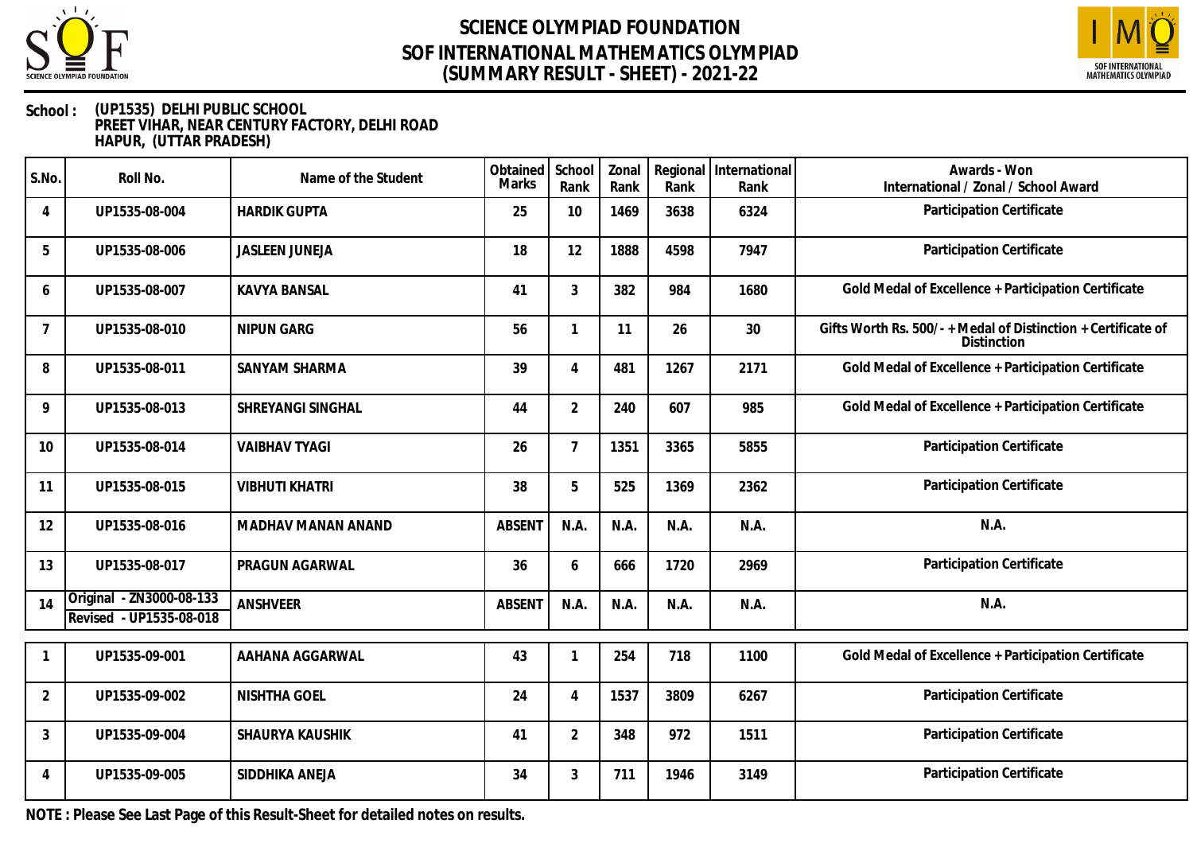# SCIENCE OLYMPIAD FOUNDATION
## SOF INTERNATIONAL MATHEMATICS OLYMPIAD
## (SUMMARY RESULT - SHEET) - 2021-22

**School :** (UP1535) DELHI PUBLIC SCHOOL
PREET VIHAR, NEAR CENTURY FACTORY, DELHI ROAD
HAPUR, (UTTAR PRADESH)

| S.No. | Roll No. | Name of the Student | Obtained Marks | School Rank | Zonal Rank | Regional Rank | International Rank | Awards - Won International / Zonal / School Award |
|---|---|---|---|---|---|---|---|---|
| 4 | UP1535-08-004 | HARDIK GUPTA | 25 | 10 | 1469 | 3638 | 6324 | Participation Certificate |
| 5 | UP1535-08-006 | JASLEEN JUNEJA | 18 | 12 | 1888 | 4598 | 7947 | Participation Certificate |
| 6 | UP1535-08-007 | KAVYA BANSAL | 41 | 3 | 382 | 984 | 1680 | Gold Medal of Excellence + Participation Certificate |
| 7 | UP1535-08-010 | NIPUN GARG | 56 | 1 | 11 | 26 | 30 | Gifts Worth Rs. 500/- + Medal of Distinction + Certificate of Distinction |
| 8 | UP1535-08-011 | SANYAM SHARMA | 39 | 4 | 481 | 1267 | 2171 | Gold Medal of Excellence + Participation Certificate |
| 9 | UP1535-08-013 | SHREYANGI SINGHAL | 44 | 2 | 240 | 607 | 985 | Gold Medal of Excellence + Participation Certificate |
| 10 | UP1535-08-014 | VAIBHAV TYAGI | 26 | 7 | 1351 | 3365 | 5855 | Participation Certificate |
| 11 | UP1535-08-015 | VIBHUTI KHATRI | 38 | 5 | 525 | 1369 | 2362 | Participation Certificate |
| 12 | UP1535-08-016 | MADHAV MANAN ANAND | ABSENT | N.A. | N.A. | N.A. | N.A. | N.A. |
| 13 | UP1535-08-017 | PRAGUN AGARWAL | 36 | 6 | 666 | 1720 | 2969 | Participation Certificate |
| 14 | Original - ZN3000-08-133<br>Revised - UP1535-08-018 | ANSHVEER | ABSENT | N.A. | N.A. | N.A. | N.A. | N.A. |

| S.No. | Roll No. | Name of the Student | Obtained Marks | School Rank | Zonal Rank | Regional Rank | International Rank | Awards - Won International / Zonal / School Award |
|---|---|---|---|---|---|---|---|---|
| 1 | UP1535-09-001 | AAHANA AGGARWAL | 43 | 1 | 254 | 718 | 1100 | Gold Medal of Excellence + Participation Certificate |
| 2 | UP1535-09-002 | NISHTHA GOEL | 24 | 4 | 1537 | 3809 | 6267 | Participation Certificate |
| 3 | UP1535-09-004 | SHAURYA KAUSHIK | 41 | 2 | 348 | 972 | 1511 | Participation Certificate |
| 4 | UP1535-09-005 | SIDDHIKA ANEJA | 34 | 3 | 711 | 1946 | 3149 | Participation Certificate |

**NOTE : Please See Last Page of this Result-Sheet for detailed notes on results.**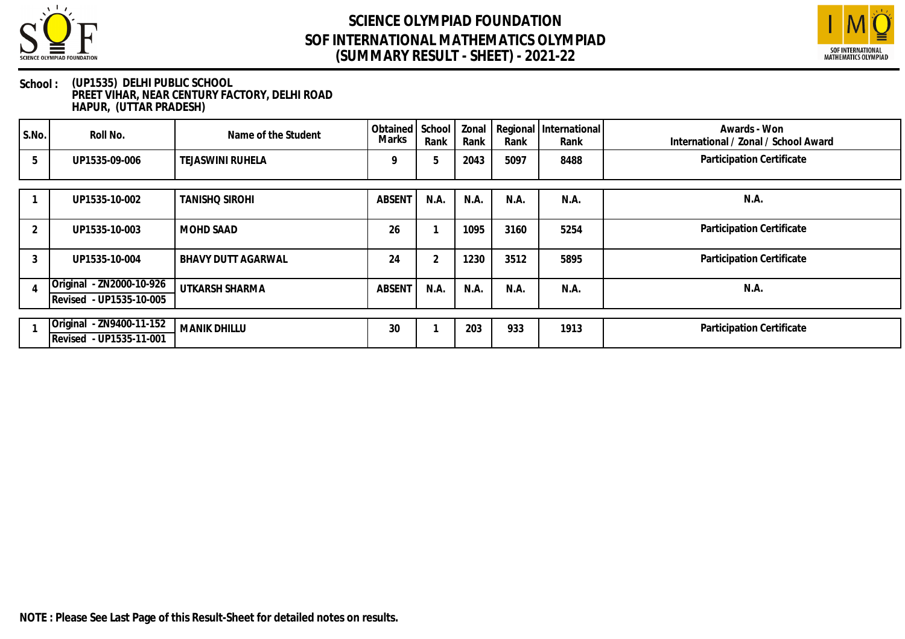# SCIENCE OLYMPIAD FOUNDATION
## SOF INTERNATIONAL MATHEMATICS OLYMPIAD
## (SUMMARY RESULT - SHEET) - 2021-22

**School :** (UP1535) DELHI PUBLIC SCHOOL
PREET VIHAR, NEAR CENTURY FACTORY, DELHI ROAD
HAPUR, (UTTAR PRADESH)

| S.No. | Roll No. | Name of the Student | Obtained Marks | School Rank | Zonal Rank | Regional Rank | International Rank | Awards - Won International / Zonal / School Award |
|---|---|---|---|---|---|---|---|---|
| 5 | UP1535-09-006 | TEJASWINI RUHELA | 9 | 5 | 2043 | 5097 | 8488 | Participation Certificate |
| 1 | UP1535-10-002 | TANISHQ SIROHI | ABSENT | N.A. | N.A. | N.A. | N.A. | N.A. |
| 2 | UP1535-10-003 | MOHD SAAD | 26 | 1 | 1095 | 3160 | 5254 | Participation Certificate |
| 3 | UP1535-10-004 | BHAVY DUTT AGARWAL | 24 | 2 | 1230 | 3512 | 5895 | Participation Certificate |
| 4 | Original - ZN2000-10-926 Revised - UP1535-10-005 | UTKARSH SHARMA | ABSENT | N.A. | N.A. | N.A. | N.A. | N.A. |
| 1 | Original - ZN9400-11-152 Revised - UP1535-11-001 | MANIK DHILLU | 30 | 1 | 203 | 933 | 1913 | Participation Certificate |

**NOTE : Please See Last Page of this Result-Sheet for detailed notes on results.**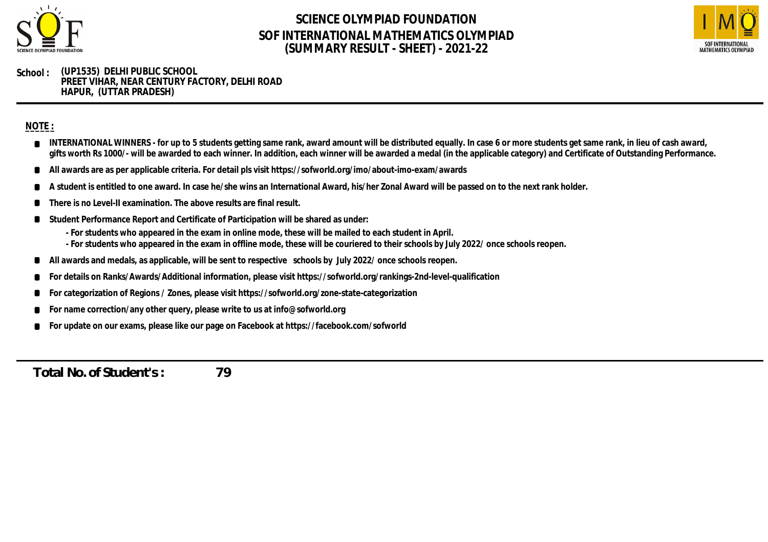# SCIENCE OLYMPIAD FOUNDATION
## SOF INTERNATIONAL MATHEMATICS OLYMPIAD
## (SUMMARY RESULT - SHEET) - 2021-22

**School :** **(UP1535) DELHI PUBLIC SCHOOL**
**PREET VIHAR, NEAR CENTURY FACTORY, DELHI ROAD**
**HAPUR, (UTTAR PRADESH)**

---

**NOTE :**

- **INTERNATIONAL WINNERS - for up to 5 students getting same rank, award amount will be distributed equally. In case 6 or more students get same rank, in lieu of cash award, gifts worth Rs 1000/- will be awarded to each winner. In addition, each winner will be awarded a medal (in the applicable category) and Certificate of Outstanding Performance.**
- **All awards are as per applicable criteria. For detail pls visit https://sofworld.org/imo/about-imo-exam/awards**
- **A student is entitled to one award. In case he/she wins an International Award, his/her Zonal Award will be passed on to the next rank holder.**
- **There is no Level-II examination. The above results are final result.**
- **Student Performance Report and Certificate of Participation will be shared as under:**
  - **For students who appeared in the exam in online mode, these will be mailed to each student in April.**
  - **For students who appeared in the exam in offline mode, these will be couriered to their schools by July 2022/ once schools reopen.**
- **All awards and medals, as applicable, will be sent to respective schools by July 2022/ once schools reopen.**
- **For details on Ranks/Awards/Additional information, please visit https://sofworld.org/rankings-2nd-level-qualification**
- **For categorization of Regions / Zones, please visit https://sofworld.org/zone-state-categorization**
- **For name correction/any other query, please write to us at info@sofworld.org**
- **For update on our exams, please like our page on Facebook at https://facebook.com/sofworld**

---

**Total No. of Student's : 79**